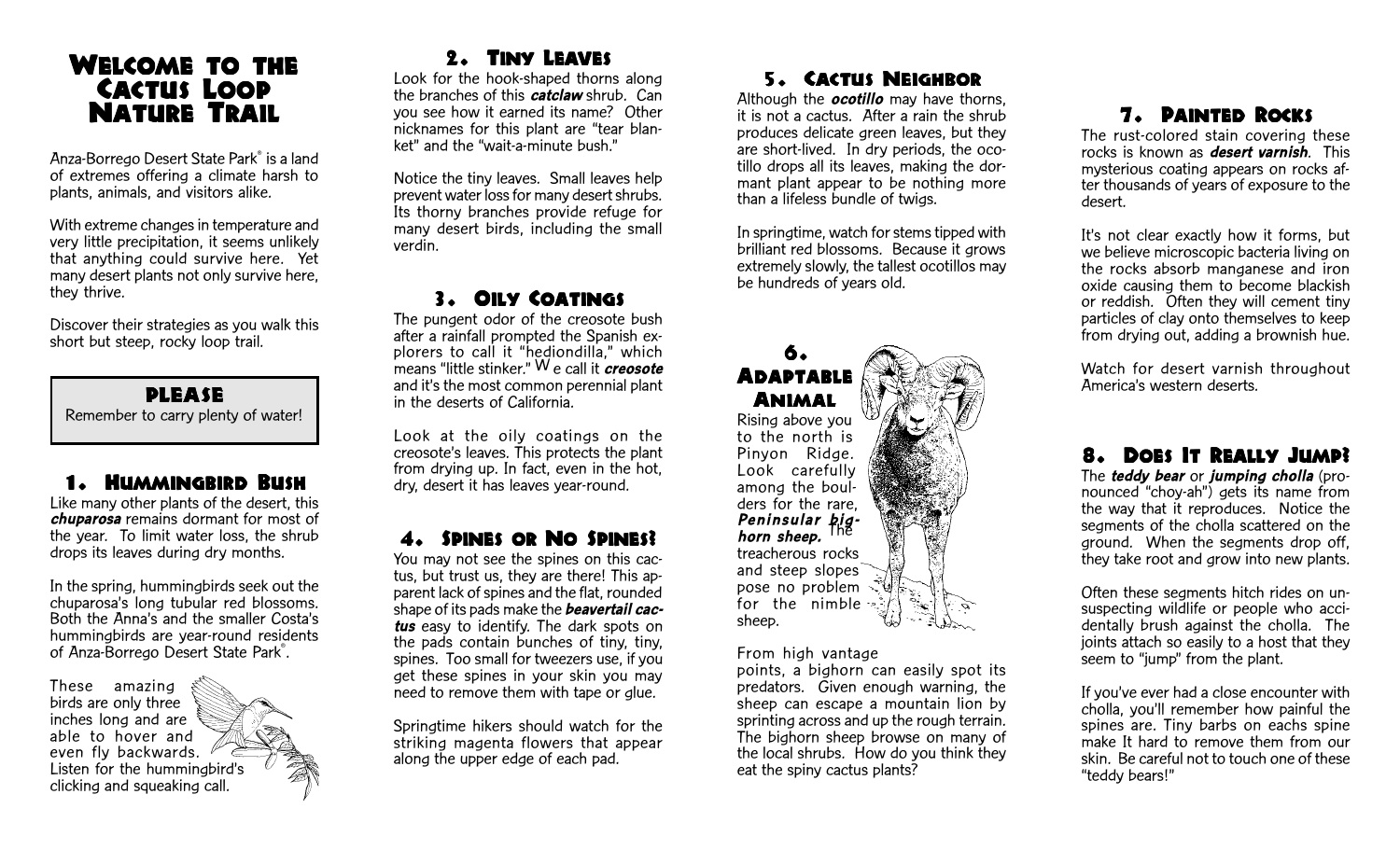# Welcome to the Cactus Loop Nature Trail

Anza-Borrego Desert State Park® is a land of extremes offering a climate harsh to plants, animals, and visitors alike.

With extreme changes in temperature and very little precipitation, it seems unlikely that anything could survive here. Yet many desert plants not only survive here, they thrive.

Discover their strategies as you walk this short but steep, rocky loop trail.

**PLEASE**
Remember to carry plenty of water!

## 1. Hummingbird Bush

Like many other plants of the desert, this ***chuparosa*** remains dormant for most of the year. To limit water loss, the shrub drops its leaves during dry months.

In the spring, hummingbirds seek out the chuparosa's long tubular red blossoms. Both the Anna's and the smaller Costa's hummingbirds are year-round residents of Anza-Borrego Desert State Park®.

These amazing birds are only three inches long and are able to hover and even fly backwards. Listen for the hummingbird's clicking and squeaking call.

## 2. Tiny Leaves

Look for the hook-shaped thorns along the branches of this ***catclaw*** shrub. Can you see how it earned its name? Other nicknames for this plant are "tear blanket" and the "wait-a-minute bush."

Notice the tiny leaves. Small leaves help prevent water loss for many desert shrubs. Its thorny branches provide refuge for many desert birds, including the small verdin.

## 3. Oily Coatings

The pungent odor of the creosote bush after a rainfall prompted the Spanish explorers to call it "hediondilla," which means "little stinker." We call it ***creosote*** and it's the most common perennial plant in the deserts of California.

Look at the oily coatings on the creosote's leaves. This protects the plant from drying up. In fact, even in the hot, dry, desert it has leaves year-round.

## 4. Spines or No Spines?

You may not see the spines on this cactus, but trust us, they are there! This apparent lack of spines and the flat, rounded shape of its pads make the ***beavertail cactus*** easy to identify. The dark spots on the pads contain bunches of tiny, tiny, spines. Too small for tweezers use, if you get these spines in your skin you may need to remove them with tape or glue.

Springtime hikers should watch for the striking magenta flowers that appear along the upper edge of each pad.

## 5. Cactus Neighbor

Although the ***ocotillo*** may have thorns, it is not a cactus. After a rain the shrub produces delicate green leaves, but they are short-lived. In dry periods, the ocotillo drops all its leaves, making the dormant plant appear to be nothing more than a lifeless bundle of twigs.

In springtime, watch for stems tipped with brilliant red blossoms. Because it grows extremely slowly, the tallest ocotillos may be hundreds of years old.

## 6. Adaptable Animal

Rising above you to the north is Pinyon Ridge. Look carefully among the boulders for the rare, ***Peninsular bighorn sheep.*** The treacherous rocks and steep slopes pose no problem for the nimble sheep.

From high vantage points, a bighorn can easily spot its predators. Given enough warning, the sheep can escape a mountain lion by sprinting across and up the rough terrain. The bighorn sheep browse on many of the local shrubs. How do you think they eat the spiny cactus plants?

## 7. Painted Rocks

The rust-colored stain covering these rocks is known as ***desert varnish***. This mysterious coating appears on rocks after thousands of years of exposure to the desert.

It's not clear exactly how it forms, but we believe microscopic bacteria living on the rocks absorb manganese and iron oxide causing them to become blackish or reddish. Often they will cement tiny particles of clay onto themselves to keep from drying out, adding a brownish hue.

Watch for desert varnish throughout America's western deserts.

## 8. Does It Really Jump?

The ***teddy bear*** or ***jumping cholla*** (pronounced "choy-ah") gets its name from the way that it reproduces. Notice the segments of the cholla scattered on the ground. When the segments drop off, they take root and grow into new plants.

Often these segments hitch rides on unsuspecting wildlife or people who accidentally brush against the cholla. The joints attach so easily to a host that they seem to "jump" from the plant.

If you've ever had a close encounter with cholla, you'll remember how painful the spines are. Tiny barbs on eachs spine make It hard to remove them from our skin. Be careful not to touch one of these "teddy bears!"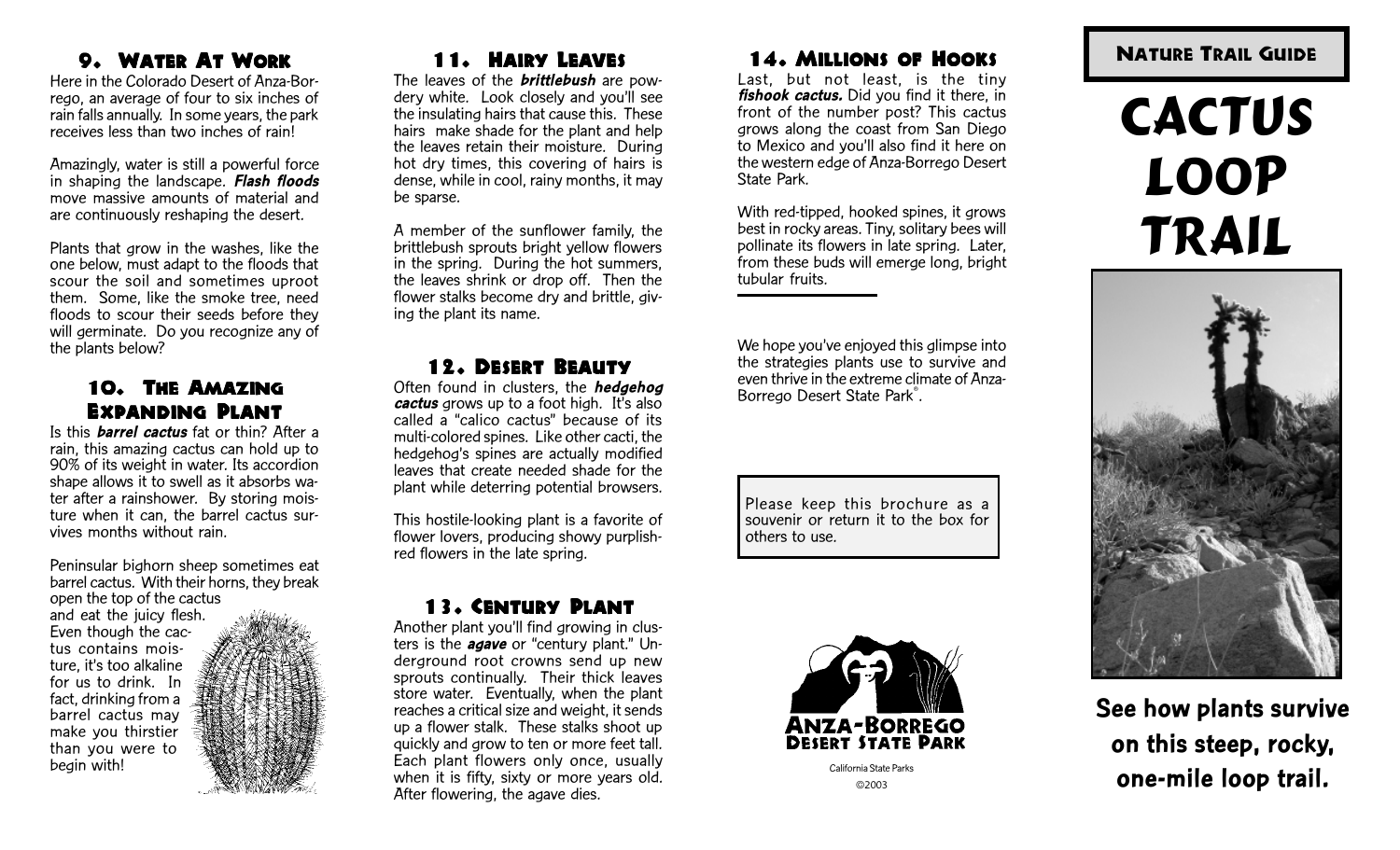## 9. Water At Work

Here in the Colorado Desert of Anza-Borrego, an average of four to six inches of rain falls annually. In some years, the park receives less than two inches of rain!

Amazingly, water is still a powerful force in shaping the landscape. ***Flash floods*** move massive amounts of material and are continuously reshaping the desert.

Plants that grow in the washes, like the one below, must adapt to the floods that scour the soil and sometimes uproot them. Some, like the smoke tree, need floods to scour their seeds before they will germinate. Do you recognize any of the plants below?

## 10. The Amazing Expanding Plant

Is this ***barrel cactus*** fat or thin? After a rain, this amazing cactus can hold up to 90% of its weight in water. Its accordion shape allows it to swell as it absorbs water after a rainshower. By storing moisture when it can, the barrel cactus survives months without rain.

Peninsular bighorn sheep sometimes eat barrel cactus. With their horns, they break open the top of the cactus and eat the juicy flesh. Even though the cactus contains moisture, it's too alkaline for us to drink. In fact, drinking from a barrel cactus may make you thirstier than you were to begin with!

## 11. Hairy Leaves

The leaves of the ***brittlebush*** are powdery white. Look closely and you'll see the insulating hairs that cause this. These hairs make shade for the plant and help the leaves retain their moisture. During hot dry times, this covering of hairs is dense, while in cool, rainy months, it may be sparse.

A member of the sunflower family, the brittlebush sprouts bright yellow flowers in the spring. During the hot summers, the leaves shrink or drop off. Then the flower stalks become dry and brittle, giving the plant its name.

## 12. Desert Beauty

Often found in clusters, the ***hedgehog cactus*** grows up to a foot high. It's also called a "calico cactus" because of its multi-colored spines. Like other cacti, the hedgehog's spines are actually modified leaves that create needed shade for the plant while deterring potential browsers.

This hostile-looking plant is a favorite of flower lovers, producing showy purplish-red flowers in the late spring.

## 13. Century Plant

Another plant you'll find growing in clusters is the ***agave*** or "century plant." Underground root crowns send up new sprouts continually. Their thick leaves store water. Eventually, when the plant reaches a critical size and weight, it sends up a flower stalk. These stalks shoot up quickly and grow to ten or more feet tall. Each plant flowers only once, usually when it is fifty, sixty or more years old. After flowering, the agave dies.

## 14. Millions of Hooks

Last, but not least, is the tiny ***fishook cactus.*** Did you find it there, in front of the number post? This cactus grows along the coast from San Diego to Mexico and you'll also find it here on the western edge of Anza-Borrego Desert State Park.

With red-tipped, hooked spines, it grows best in rocky areas. Tiny, solitary bees will pollinate its flowers in late spring. Later, from these buds will emerge long, bright tubular fruits.

---

We hope you've enjoyed this glimpse into the strategies plants use to survive and even thrive in the extreme climate of Anza-Borrego Desert State Park®.

Please keep this brochure as a souvenir or return it to the box for others to use.

ANZA-BORREGO DESERT STATE PARK

California State Parks

©2003

**NATURE TRAIL GUIDE**

# CACTUS LOOP TRAIL

**See how plants survive on this steep, rocky, one-mile loop trail.**